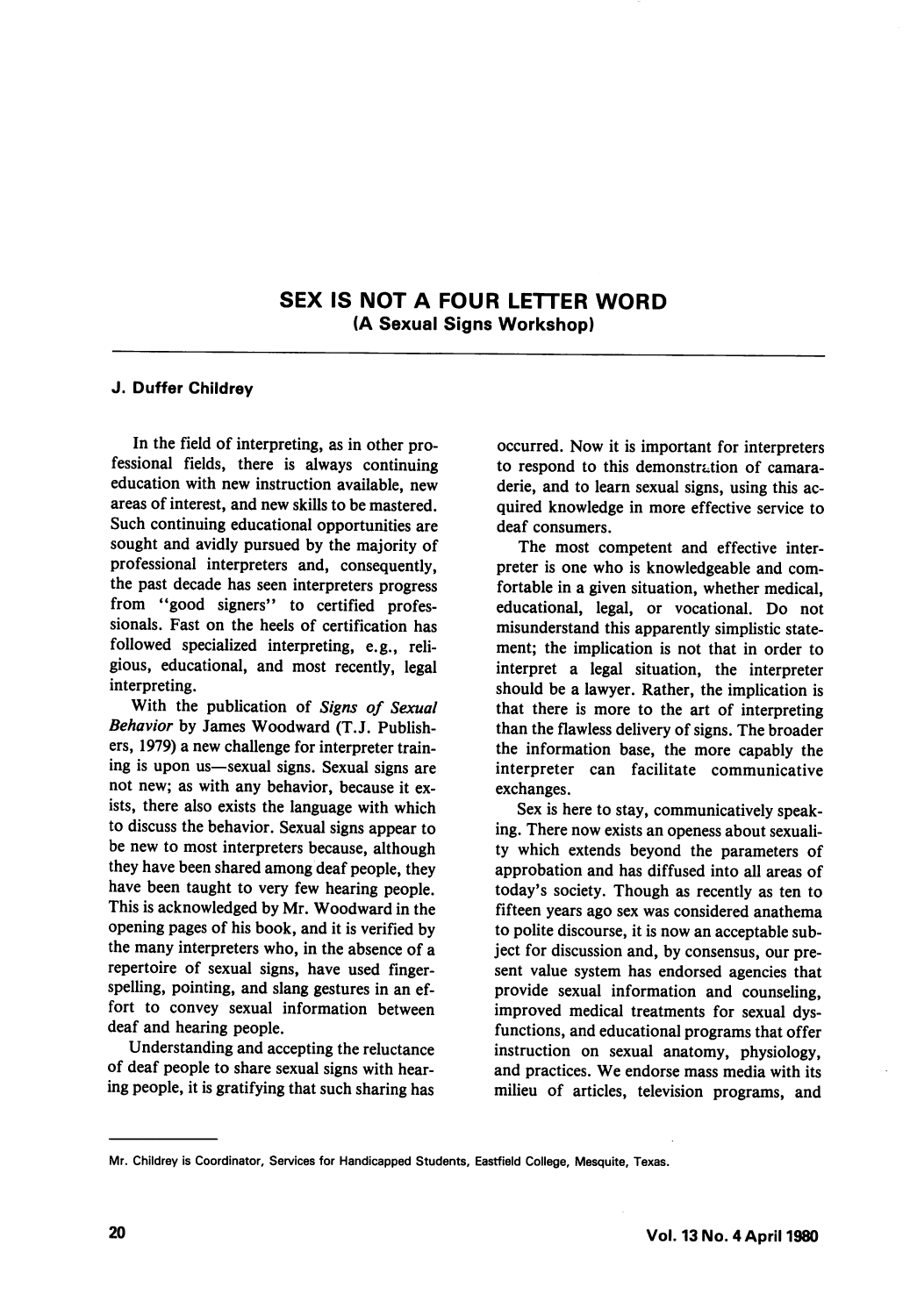# SEX IS NOT A FOUR LETTER WORD

## (A Sexual Signs Workshop)

**J. Duffer Childrey**

In the field of interpreting, as in other professional fields, there is always continuing education with new instruction available, new areas of interest, and new skills to be mastered. Such continuing educational opportunities are sought and avidly pursued by the majority of professional interpreters and, consequently, the past decade has seen interpreters progress from "good signers" to certified professionals. Fast on the heels of certification has followed specialized interpreting, e.g., religious, educational, and most recently, legal interpreting.

With the publication of *Signs of Sexual Behavior* by James Woodward (T.J. Publishers, 1979) a new challenge for interpreter training is upon us—sexual signs. Sexual signs are not new; as with any behavior, because it exists, there also exists the language with which to discuss the behavior. Sexual signs appear to be new to most interpreters because, although they have been shared among deaf people, they have been taught to very few hearing people. This is acknowledged by Mr. Woodward in the opening pages of his book, and it is verified by the many interpreters who, in the absence of a repertoire of sexual signs, have used fingerspelling, pointing, and slang gestures in an effort to convey sexual information between deaf and hearing people.

Understanding and accepting the reluctance of deaf people to share sexual signs with hearing people, it is gratifying that such sharing has occurred. Now it is important for interpreters to respond to this demonstration of camaraderie, and to learn sexual signs, using this acquired knowledge in more effective service to deaf consumers.

The most competent and effective interpreter is one who is knowledgeable and comfortable in a given situation, whether medical, educational, legal, or vocational. Do not misunderstand this apparently simplistic statement; the implication is not that in order to interpret a legal situation, the interpreter should be a lawyer. Rather, the implication is that there is more to the art of interpreting than the flawless delivery of signs. The broader the information base, the more capably the interpreter can facilitate communicative exchanges.

Sex is here to stay, communicatively speaking. There now exists an openess about sexuality which extends beyond the parameters of approbation and has diffused into all areas of today's society. Though as recently as ten to fifteen years ago sex was considered anathema to polite discourse, it is now an acceptable subject for discussion and, by consensus, our present value system has endorsed agencies that provide sexual information and counseling, improved medical treatments for sexual dysfunctions, and educational programs that offer instruction on sexual anatomy, physiology, and practices. We endorse mass media with its milieu of articles, television programs, and

---

Mr. Childrey is Coordinator, Services for Handicapped Students, Eastfield College, Mesquite, Texas.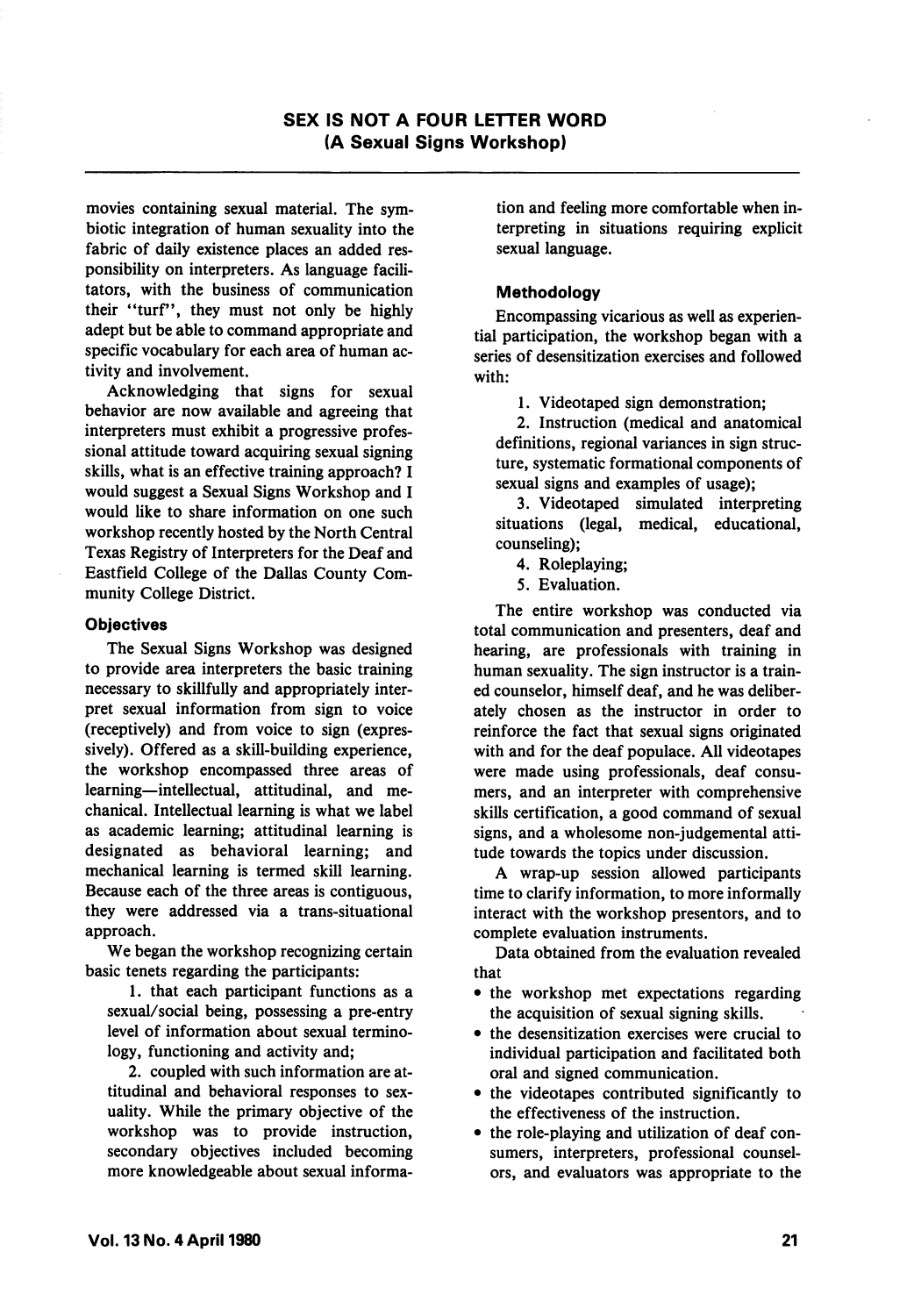movies containing sexual material. The symbiotic integration of human sexuality into the fabric of daily existence places an added responsibility on interpreters. As language facilitators, with the business of communication their "turf", they must not only be highly adept but be able to command appropriate and specific vocabulary for each area of human activity and involvement.

Acknowledging that signs for sexual behavior are now available and agreeing that interpreters must exhibit a progressive professional attitude toward acquiring sexual signing skills, what is an effective training approach? I would suggest a Sexual Signs Workshop and I would like to share information on one such workshop recently hosted by the North Central Texas Registry of Interpreters for the Deaf and Eastfield College of the Dallas County Community College District.

### Objectives

The Sexual Signs Workshop was designed to provide area interpreters the basic training necessary to skillfully and appropriately interpret sexual information from sign to voice (receptively) and from voice to sign (expressively). Offered as a skill-building experience, the workshop encompassed three areas of learning—intellectual, attitudinal, and mechanical. Intellectual learning is what we label as academic learning; attitudinal learning is designated as behavioral learning; and mechanical learning is termed skill learning. Because each of the three areas is contiguous, they were addressed via a trans-situational approach.

We began the workshop recognizing certain basic tenets regarding the participants:

1. that each participant functions as a sexual/social being, possessing a pre-entry level of information about sexual terminology, functioning and activity and;

2. coupled with such information are attitudinal and behavioral responses to sexuality. While the primary objective of the workshop was to provide instruction, secondary objectives included becoming more knowledgeable about sexual information and feeling more comfortable when interpreting in situations requiring explicit sexual language.

### Methodology

Encompassing vicarious as well as experiential participation, the workshop began with a series of desensitization exercises and followed with:

1. Videotaped sign demonstration;
2. Instruction (medical and anatomical definitions, regional variances in sign structure, systematic formational components of sexual signs and examples of usage);
3. Videotaped simulated interpreting situations (legal, medical, educational, counseling);
4. Roleplaying;
5. Evaluation.

The entire workshop was conducted via total communication and presenters, deaf and hearing, are professionals with training in human sexuality. The sign instructor is a trained counselor, himself deaf, and he was deliberately chosen as the instructor in order to reinforce the fact that sexual signs originated with and for the deaf populace. All videotapes were made using professionals, deaf consumers, and an interpreter with comprehensive skills certification, a good command of sexual signs, and a wholesome non-judgemental attitude towards the topics under discussion.

A wrap-up session allowed participants time to clarify information, to more informally interact with the workshop presentors, and to complete evaluation instruments.

Data obtained from the evaluation revealed that

- the workshop met expectations regarding the acquisition of sexual signing skills.
- the desensitization exercises were crucial to individual participation and facilitated both oral and signed communication.
- the videotapes contributed significantly to the effectiveness of the instruction.
- the role-playing and utilization of deaf consumers, interpreters, professional counselors, and evaluators was appropriate to the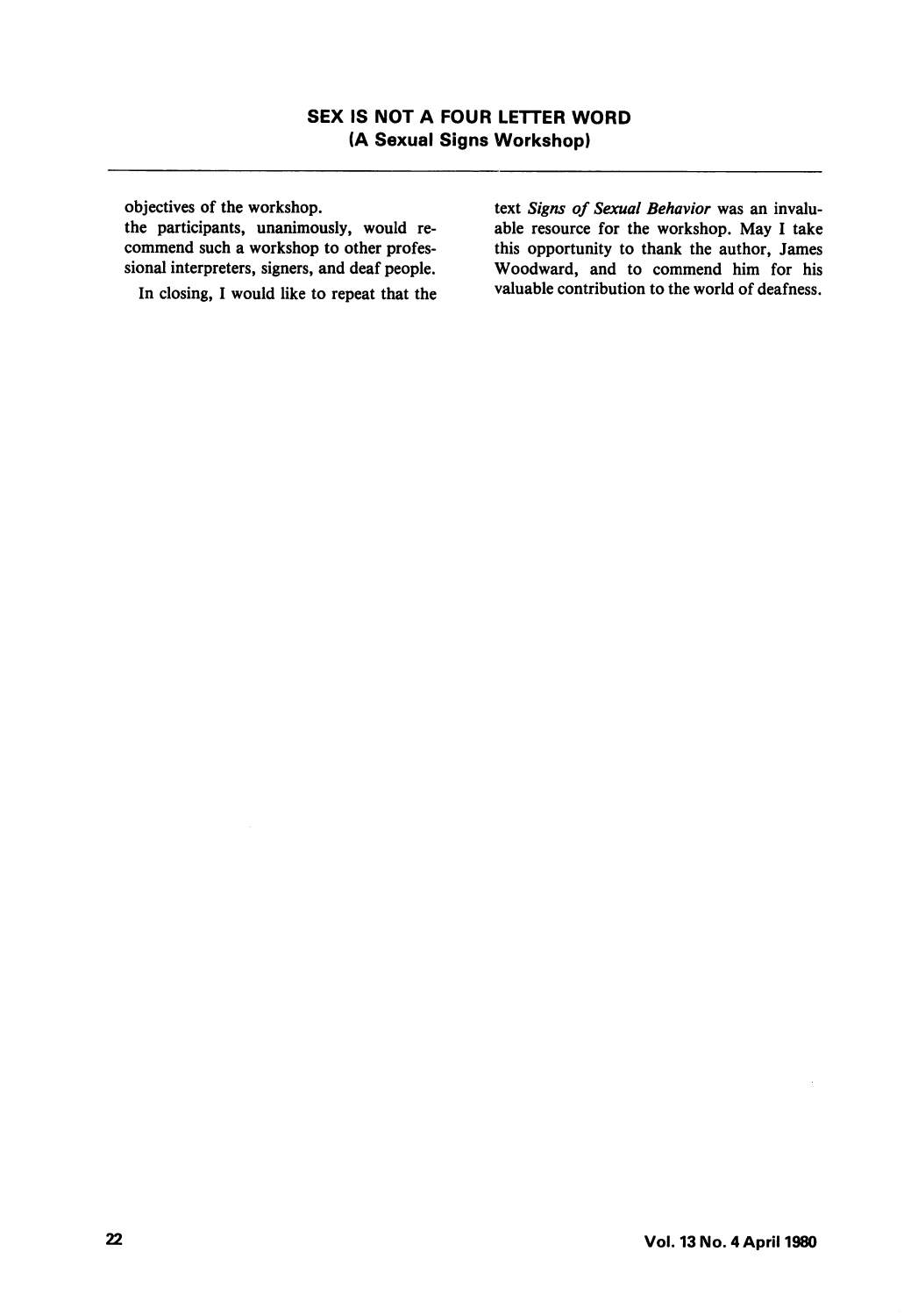objectives of the workshop.
the participants, unanimously, would recommend such a workshop to other professional interpreters, signers, and deaf people.

In closing, I would like to repeat that the text *Signs of Sexual Behavior* was an invaluable resource for the workshop. May I take this opportunity to thank the author, James Woodward, and to commend him for his valuable contribution to the world of deafness.